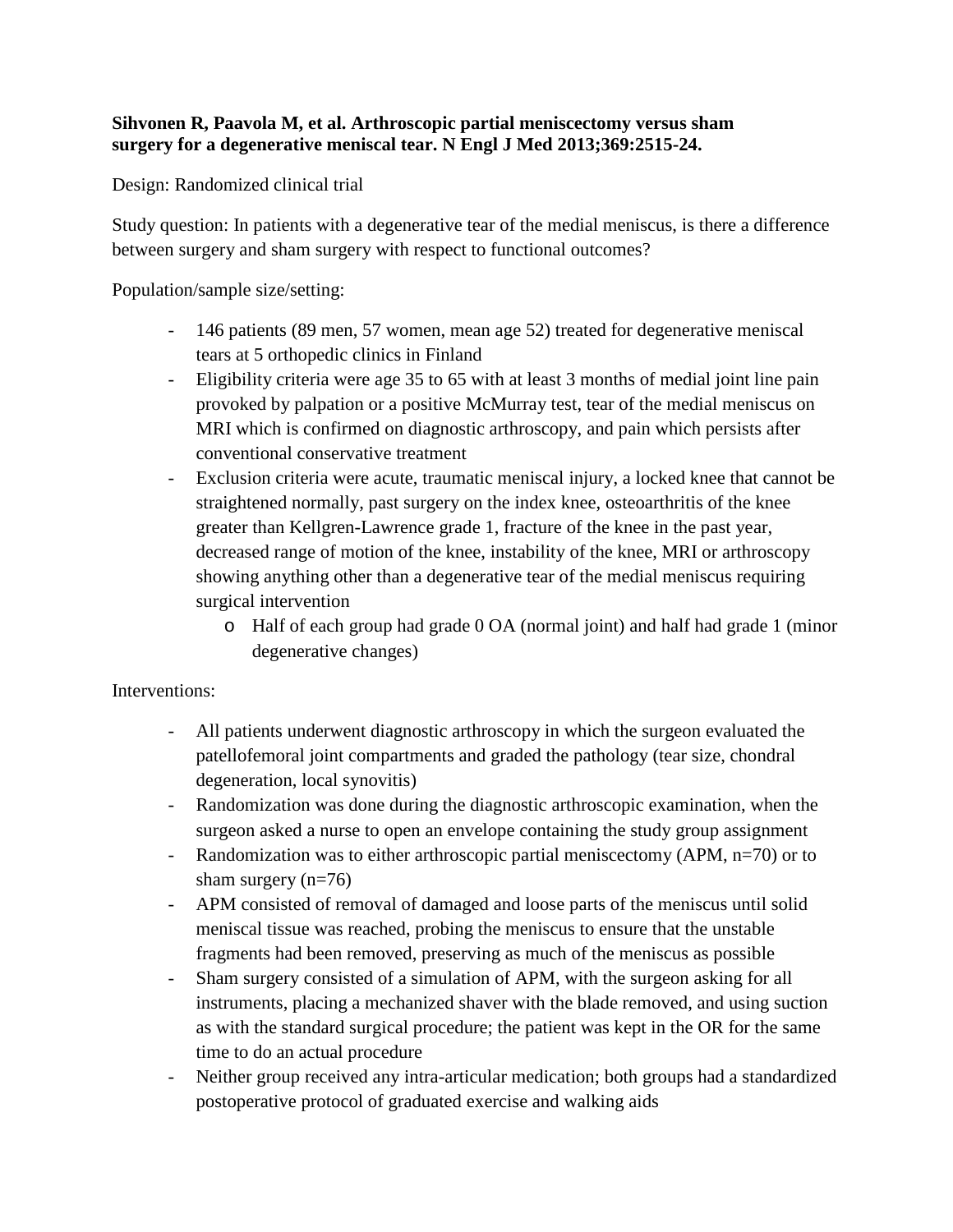**Sihvonen R, Paavola M, et al. Arthroscopic partial meniscectomy versus sham surgery for a degenerative meniscal tear. N Engl J Med 2013;369:2515-24.**

Design: Randomized clinical trial

Study question: In patients with a degenerative tear of the medial meniscus, is there a difference between surgery and sham surgery with respect to functional outcomes?

Population/sample size/setting:

- 146 patients (89 men, 57 women, mean age 52) treated for degenerative meniscal tears at 5 orthopedic clinics in Finland
- Eligibility criteria were age 35 to 65 with at least 3 months of medial joint line pain provoked by palpation or a positive McMurray test, tear of the medial meniscus on MRI which is confirmed on diagnostic arthroscopy, and pain which persists after conventional conservative treatment
- Exclusion criteria were acute, traumatic meniscal injury, a locked knee that cannot be straightened normally, past surgery on the index knee, osteoarthritis of the knee greater than Kellgren-Lawrence grade 1, fracture of the knee in the past year, decreased range of motion of the knee, instability of the knee, MRI or arthroscopy showing anything other than a degenerative tear of the medial meniscus requiring surgical intervention
    - Half of each group had grade 0 OA (normal joint) and half had grade 1 (minor degenerative changes)

Interventions:

- All patients underwent diagnostic arthroscopy in which the surgeon evaluated the patellofemoral joint compartments and graded the pathology (tear size, chondral degeneration, local synovitis)
- Randomization was done during the diagnostic arthroscopic examination, when the surgeon asked a nurse to open an envelope containing the study group assignment
- Randomization was to either arthroscopic partial meniscectomy (APM, n=70) or to sham surgery (n=76)
- APM consisted of removal of damaged and loose parts of the meniscus until solid meniscal tissue was reached, probing the meniscus to ensure that the unstable fragments had been removed, preserving as much of the meniscus as possible
- Sham surgery consisted of a simulation of APM, with the surgeon asking for all instruments, placing a mechanized shaver with the blade removed, and using suction as with the standard surgical procedure; the patient was kept in the OR for the same time to do an actual procedure
- Neither group received any intra-articular medication; both groups had a standardized postoperative protocol of graduated exercise and walking aids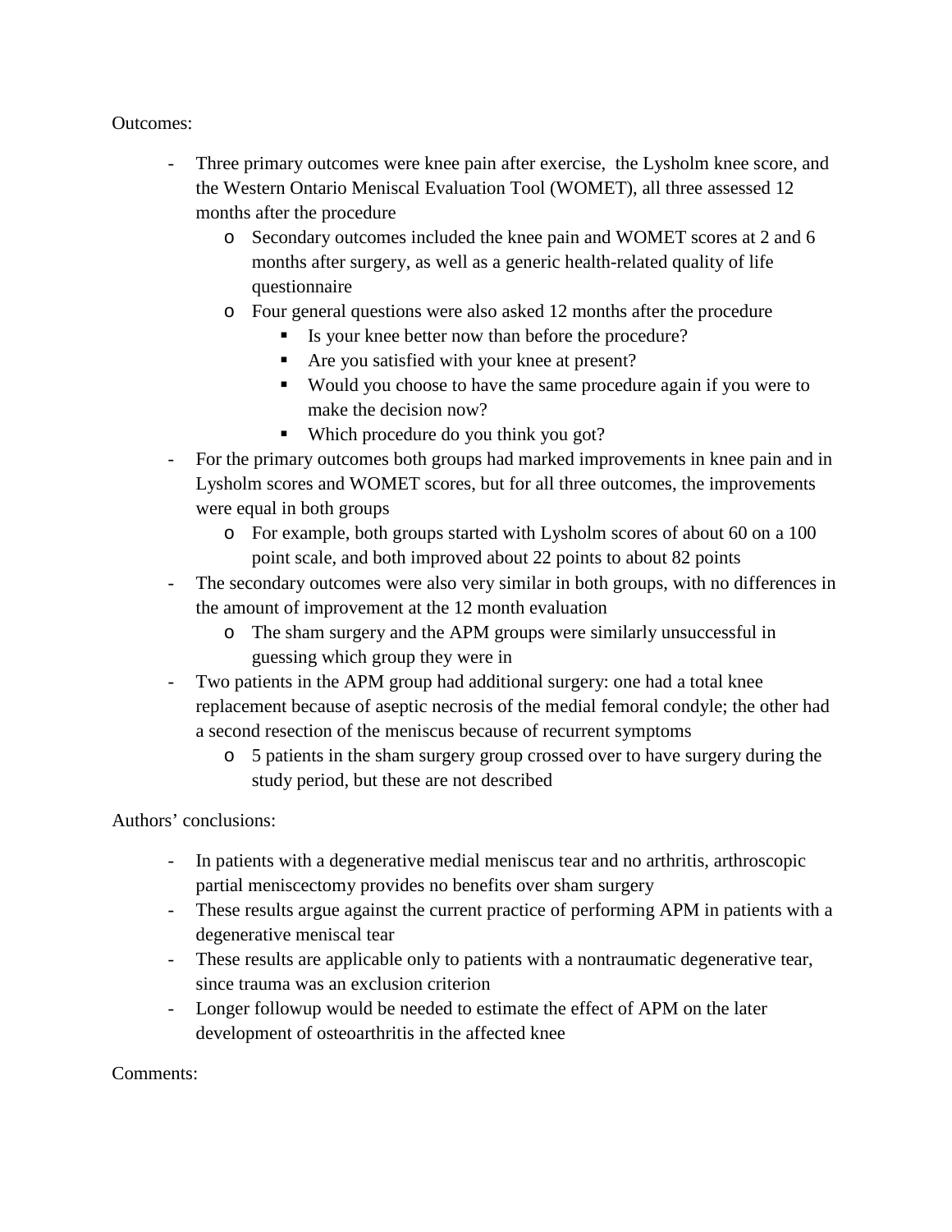Outcomes:

- Three primary outcomes were knee pain after exercise, the Lysholm knee score, and the Western Ontario Meniscal Evaluation Tool (WOMET), all three assessed 12 months after the procedure
  - Secondary outcomes included the knee pain and WOMET scores at 2 and 6 months after surgery, as well as a generic health-related quality of life questionnaire
  - Four general questions were also asked 12 months after the procedure
    - Is your knee better now than before the procedure?
    - Are you satisfied with your knee at present?
    - Would you choose to have the same procedure again if you were to make the decision now?
    - Which procedure do you think you got?
- For the primary outcomes both groups had marked improvements in knee pain and in Lysholm scores and WOMET scores, but for all three outcomes, the improvements were equal in both groups
  - For example, both groups started with Lysholm scores of about 60 on a 100 point scale, and both improved about 22 points to about 82 points
- The secondary outcomes were also very similar in both groups, with no differences in the amount of improvement at the 12 month evaluation
  - The sham surgery and the APM groups were similarly unsuccessful in guessing which group they were in
- Two patients in the APM group had additional surgery: one had a total knee replacement because of aseptic necrosis of the medial femoral condyle; the other had a second resection of the meniscus because of recurrent symptoms
  - 5 patients in the sham surgery group crossed over to have surgery during the study period, but these are not described

Authors' conclusions:

- In patients with a degenerative medial meniscus tear and no arthritis, arthroscopic partial meniscectomy provides no benefits over sham surgery
- These results argue against the current practice of performing APM in patients with a degenerative meniscal tear
- These results are applicable only to patients with a nontraumatic degenerative tear, since trauma was an exclusion criterion
- Longer followup would be needed to estimate the effect of APM on the later development of osteoarthritis in the affected knee

Comments: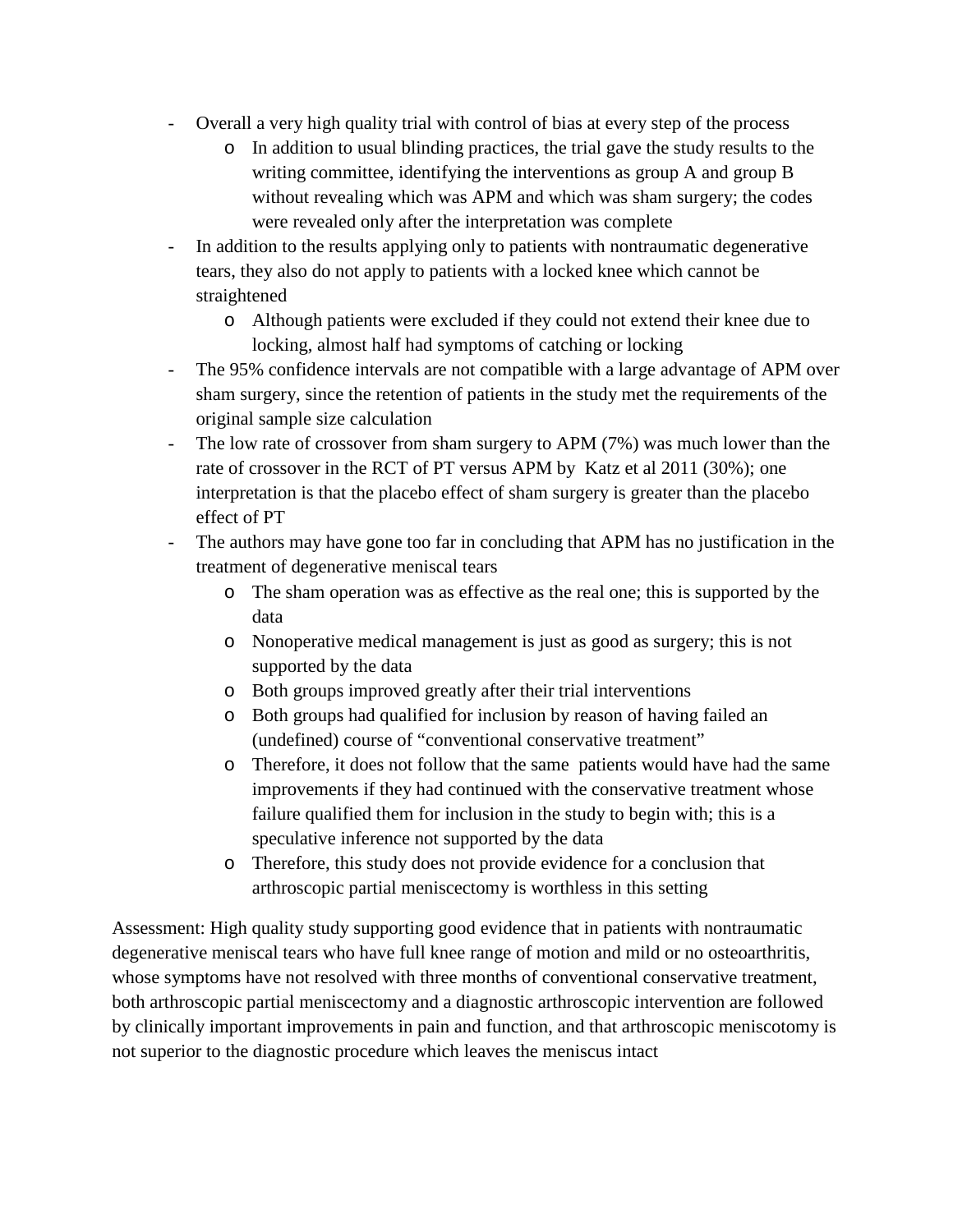- Overall a very high quality trial with control of bias at every step of the process
    - In addition to usual blinding practices, the trial gave the study results to the writing committee, identifying the interventions as group A and group B without revealing which was APM and which was sham surgery; the codes were revealed only after the interpretation was complete
- In addition to the results applying only to patients with nontraumatic degenerative tears, they also do not apply to patients with a locked knee which cannot be straightened
    - Although patients were excluded if they could not extend their knee due to locking, almost half had symptoms of catching or locking
- The 95% confidence intervals are not compatible with a large advantage of APM over sham surgery, since the retention of patients in the study met the requirements of the original sample size calculation
- The low rate of crossover from sham surgery to APM (7%) was much lower than the rate of crossover in the RCT of PT versus APM by Katz et al 2011 (30%); one interpretation is that the placebo effect of sham surgery is greater than the placebo effect of PT
- The authors may have gone too far in concluding that APM has no justification in the treatment of degenerative meniscal tears
    - The sham operation was as effective as the real one; this is supported by the data
    - Nonoperative medical management is just as good as surgery; this is not supported by the data
    - Both groups improved greatly after their trial interventions
    - Both groups had qualified for inclusion by reason of having failed an (undefined) course of "conventional conservative treatment"
    - Therefore, it does not follow that the same patients would have had the same improvements if they had continued with the conservative treatment whose failure qualified them for inclusion in the study to begin with; this is a speculative inference not supported by the data
    - Therefore, this study does not provide evidence for a conclusion that arthroscopic partial meniscectomy is worthless in this setting

Assessment: High quality study supporting good evidence that in patients with nontraumatic degenerative meniscal tears who have full knee range of motion and mild or no osteoarthritis, whose symptoms have not resolved with three months of conventional conservative treatment, both arthroscopic partial meniscectomy and a diagnostic arthroscopic intervention are followed by clinically important improvements in pain and function, and that arthroscopic meniscotomy is not superior to the diagnostic procedure which leaves the meniscus intact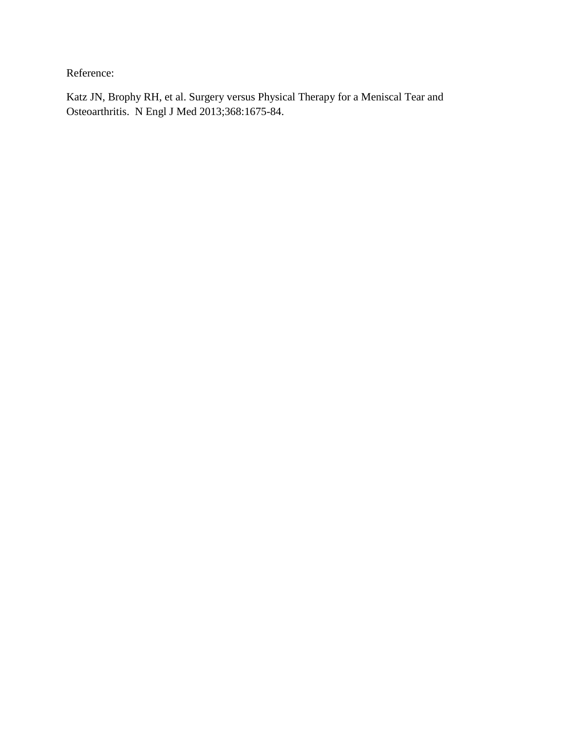Reference:

Katz JN, Brophy RH, et al. Surgery versus Physical Therapy for a Meniscal Tear and Osteoarthritis. N Engl J Med 2013;368:1675-84.